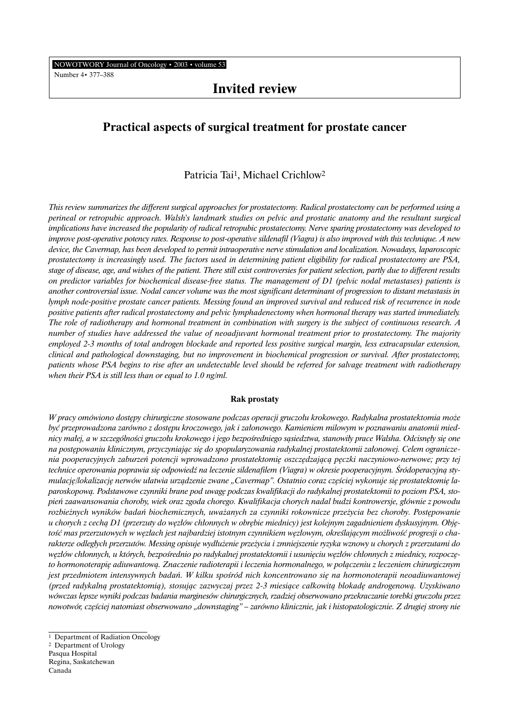## Invited review

# Practical aspects of surgical treatment for prostate cancer

Patricia Tai[1], Michael Crichlow[2]

*This review summarizes the different surgical approaches for prostatectomy. Radical prostatectomy can be performed using a perineal or retropubic approach. Walsh's landmark studies on pelvic and prostatic anatomy and the resultant surgical implications have increased the popularity of radical retropubic prostatectomy. Nerve sparing prostatectomy was developed to improve post-operative potency rates. Response to post-operative sildenafil (Viagra) is also improved with this technique. A new device, the Cavermap, has been developed to permit intraoperative nerve stimulation and localization. Nowadays, laparoscopic prostatectomy is increasingly used. The factors used in determining patient eligibility for radical prostatectomy are PSA, stage of disease, age, and wishes of the patient. There still exist controversies for patient selection, partly due to different results on predictor variables for biochemical disease-free status. The management of D1 (pelvic nodal metastases) patients is another controversial issue. Nodal cancer volume was the most significant determinant of progression to distant metastasis in lymph node-positive prostate cancer patients. Messing found an improved survival and reduced risk of recurrence in node positive patients after radical prostatectomy and pelvic lymphadenectomy when hormonal therapy was started immediately. The role of radiotherapy and hormonal treatment in combination with surgery is the subject of continuous research. A number of studies have addressed the value of neoadjuvant hormonal treatment prior to prostatectomy. The majority employed 2-3 months of total androgen blockade and reported less positive surgical margin, less extracapsular extension, clinical and pathological downstaging, but no improvement in biochemical progression or survival. After prostatectomy, patients whose PSA begins to rise after an undetectable level should be referred for salvage treatment with radiotherapy when their PSA is still less than or equal to 1.0 ng/ml.*

### Rak prostaty

*W pracy omówiono dostępy chirurgiczne stosowane podczas operacji gruczołu krokowego. Radykalna prostatektomia może być przeprowadzona zarówno z dostępu kroczowego, jak i załonowego. Kamieniem milowym w poznawaniu anatomii miednicy małej, a w szczególności gruczołu krokowego i jego bezpośredniego sąsiedztwa, stanowiły prace Walsha. Odcisnęły się one na postępowaniu klinicznym, przyczyniając się do spopularyzowania radykalnej prostatektomii załonowej. Celem ograniczenia pooperacyjnych zaburzeń potencji wprowadzono prostatektomię oszczędzającą pęczki naczyniowo-nerwowe; przy tej technice operowania poprawia się odpowiedź na leczenie sildenafilem (Viagra) w okresie pooperacyjnym. Śródoperacyjną stymulację/lokalizację nerwów ułatwia urządzenie zwane „Cavermap". Ostatnio coraz częściej wykonuje się prostatektomię laparoskopową. Podstawowe czynniki brane pod uwagę podczas kwalifikacji do radykalnej prostatektomii to poziom PSA, stopień zaawansowania choroby, wiek oraz zgoda chorego. Kwalifikacja chorych nadal budzi kontrowersje, głównie z powodu rozbieżnych wyników badań biochemicznych, uważanych za czynniki rokownicze przeżycia bez choroby. Postępowanie u chorych z cechą D1 (przerzuty do węzłów chłonnych w obrębie miednicy) jest kolejnym zagadnieniem dyskusyjnym. Objętość mas przerzutowych w węzłach jest najbardziej istotnym czynnikiem węzłowym, określającym możliwość progresji o charakterze odległych przerzutów. Messing opisuje wydłużenie przeżycia i zmniejszenie ryzyka wznowy u chorych z przerzutami do węzłów chłonnych, u których, bezpośrednio po radykalnej prostatektomii i usunięciu węzłów chłonnych z miednicy, rozpoczęto hormonoterapię adiuwantową. Znaczenie radioterapii i leczenia hormonalnego, w połączeniu z leczeniem chirurgicznym jest przedmiotem intensywnych badań. W kilku spośród nich koncentrowano się na hormonoterapii neoadiuwantowej (przed radykalną prostatektomią), stosując zazwyczaj przez 2-3 miesiące całkowitą blokadę androgenową. Uzyskiwano wówczas lepsze wyniki podczas badania marginesów chirurgicznych, rzadziej obserwowano przekraczanie torebki gruczołu przez nowotwór, częściej natomiast obserwowano „downstaging" – zarówno klinicznie, jak i histopatologicznie. Z drugiej strony nie*

---

[1] Department of Radiation Oncology
[2] Department of Urology
Pasqua Hospital
Regina, Saskatchewan
Canada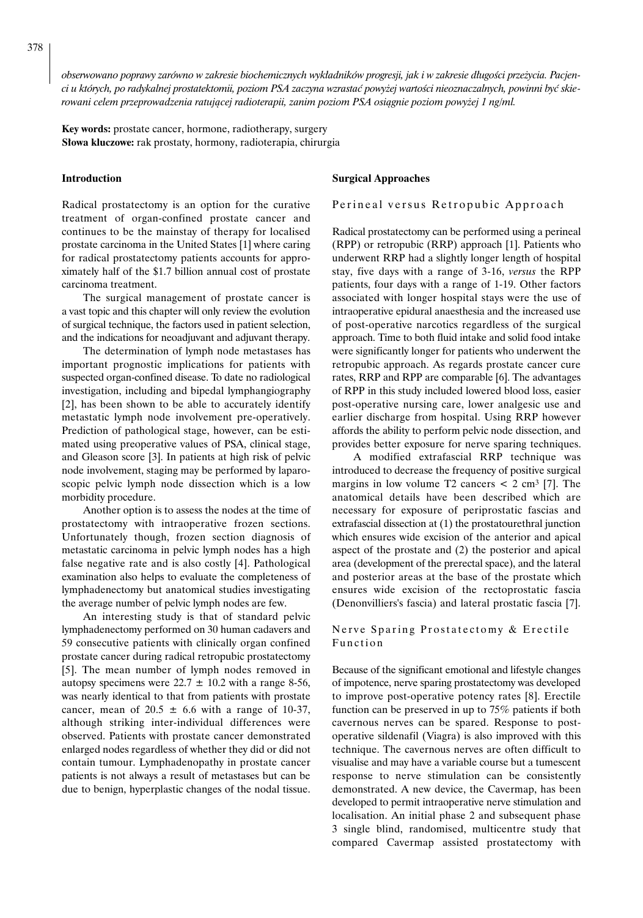*obserwowano poprawy zarówno w zakresie biochemicznych wykładników progresji, jak i w zakresie długości przeżycia. Pacjenci u których, po radykalnej prostatektomii, poziom PSA zaczyna wzrastać powyżej wartości nieoznaczalnych, powinni być skierowani celem przeprowadzenia ratującej radioterapii, zanim poziom PSA osiągnie poziom powyżej 1 ng/ml.*

**Key words:** prostate cancer, hormone, radiotherapy, surgery
**Słowa kluczowe:** rak prostaty, hormony, radioterapia, chirurgia

## Introduction

Radical prostatectomy is an option for the curative treatment of organ-confined prostate cancer and continues to be the mainstay of therapy for localised prostate carcinoma in the United States [1] where caring for radical prostatectomy patients accounts for approximately half of the $1.7 billion annual cost of prostate carcinoma treatment.

The surgical management of prostate cancer is a vast topic and this chapter will only review the evolution of surgical technique, the factors used in patient selection, and the indications for neoadjuvant and adjuvant therapy.

The determination of lymph node metastases has important prognostic implications for patients with suspected organ-confined disease. To date no radiological investigation, including and bipedal lymphangiography [2], has been shown to be able to accurately identify metastatic lymph node involvement pre-operatively. Prediction of pathological stage, however, can be estimated using preoperative values of PSA, clinical stage, and Gleason score [3]. In patients at high risk of pelvic node involvement, staging may be performed by laparoscopic pelvic lymph node dissection which is a low morbidity procedure.

Another option is to assess the nodes at the time of prostatectomy with intraoperative frozen sections. Unfortunately though, frozen section diagnosis of metastatic carcinoma in pelvic lymph nodes has a high false negative rate and is also costly [4]. Pathological examination also helps to evaluate the completeness of lymphadenectomy but anatomical studies investigating the average number of pelvic lymph nodes are few.

An interesting study is that of standard pelvic lymphadenectomy performed on 30 human cadavers and 59 consecutive patients with clinically organ confined prostate cancer during radical retropubic prostatectomy [5]. The mean number of lymph nodes removed in autopsy specimens were $22.7 \pm 10.2$ with a range 8-56, was nearly identical to that from patients with prostate cancer, mean of $20.5 \pm 6.6$ with a range of 10-37, although striking inter-individual differences were observed. Patients with prostate cancer demonstrated enlarged nodes regardless of whether they did or did not contain tumour. Lymphadenopathy in prostate cancer patients is not always a result of metastases but can be due to benign, hyperplastic changes of the nodal tissue.

## Surgical Approaches

### Perineal versus Retropubic Approach

Radical prostatectomy can be performed using a perineal (RPP) or retropubic (RRP) approach [1]. Patients who underwent RRP had a slightly longer length of hospital stay, five days with a range of 3-16, *versus* the RPP patients, four days with a range of 1-19. Other factors associated with longer hospital stays were the use of intraoperative epidural anaesthesia and the increased use of post-operative narcotics regardless of the surgical approach. Time to both fluid intake and solid food intake were significantly longer for patients who underwent the retropubic approach. As regards prostate cancer cure rates, RRP and RPP are comparable [6]. The advantages of RPP in this study included lowered blood loss, easier post-operative nursing care, lower analgesic use and earlier discharge from hospital. Using RRP however affords the ability to perform pelvic node dissection, and provides better exposure for nerve sparing techniques.

A modified extrafascial RRP technique was introduced to decrease the frequency of positive surgical margins in low volume T2 cancers < 2 $cm^3$ [7]. The anatomical details have been described which are necessary for exposure of periprostatic fascias and extrafascial dissection at (1) the prostatourethral junction which ensures wide excision of the anterior and apical aspect of the prostate and (2) the posterior and apical area (development of the prerectal space), and the lateral and posterior areas at the base of the prostate which ensures wide excision of the rectoprostatic fascia (Denonvilliers's fascia) and lateral prostatic fascia [7].

### Nerve Sparing Prostatectomy & Erectile Function

Because of the significant emotional and lifestyle changes of impotence, nerve sparing prostatectomy was developed to improve post-operative potency rates [8]. Erectile function can be preserved in up to 75% patients if both cavernous nerves can be spared. Response to post-operative sildenafil (Viagra) is also improved with this technique. The cavernous nerves are often difficult to visualise and may have a variable course but a tumescent response to nerve stimulation can be consistently demonstrated. A new device, the Cavermap, has been developed to permit intraoperative nerve stimulation and localisation. An initial phase 2 and subsequent phase 3 single blind, randomised, multicentre study that compared Cavermap assisted prostatectomy with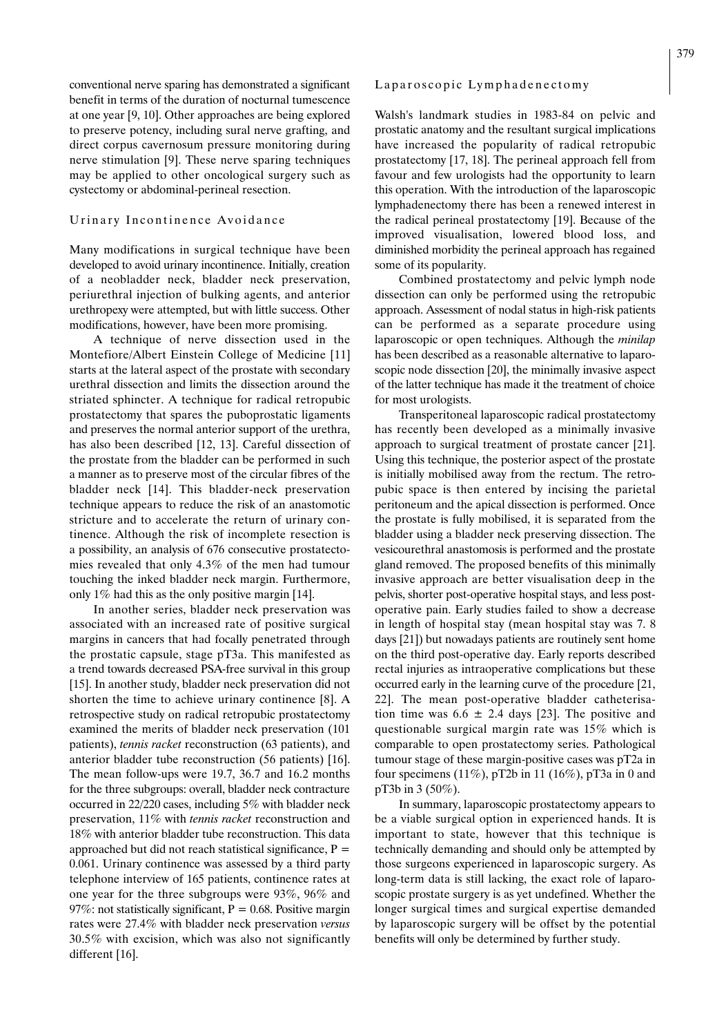conventional nerve sparing has demonstrated a significant benefit in terms of the duration of nocturnal tumescence at one year [9, 10]. Other approaches are being explored to preserve potency, including sural nerve grafting, and direct corpus cavernosum pressure monitoring during nerve stimulation [9]. These nerve sparing techniques may be applied to other oncological surgery such as cystectomy or abdominal-perineal resection.

### Urinary Incontinence Avoidance

Many modifications in surgical technique have been developed to avoid urinary incontinence. Initially, creation of a neobladder neck, bladder neck preservation, periurethral injection of bulking agents, and anterior urethropexy were attempted, but with little success. Other modifications, however, have been more promising.

A technique of nerve dissection used in the Montefiore/Albert Einstein College of Medicine [11] starts at the lateral aspect of the prostate with secondary urethral dissection and limits the dissection around the striated sphincter. A technique for radical retropubic prostatectomy that spares the puboprostatic ligaments and preserves the normal anterior support of the urethra, has also been described [12, 13]. Careful dissection of the prostate from the bladder can be performed in such a manner as to preserve most of the circular fibres of the bladder neck [14]. This bladder-neck preservation technique appears to reduce the risk of an anastomotic stricture and to accelerate the return of urinary continence. Although the risk of incomplete resection is a possibility, an analysis of 676 consecutive prostatectomies revealed that only 4.3% of the men had tumour touching the inked bladder neck margin. Furthermore, only 1% had this as the only positive margin [14].

In another series, bladder neck preservation was associated with an increased rate of positive surgical margins in cancers that had focally penetrated through the prostatic capsule, stage pT3a. This manifested as a trend towards decreased PSA-free survival in this group [15]. In another study, bladder neck preservation did not shorten the time to achieve urinary continence [8]. A retrospective study on radical retropubic prostatectomy examined the merits of bladder neck preservation (101 patients), *tennis racket* reconstruction (63 patients), and anterior bladder tube reconstruction (56 patients) [16]. The mean follow-ups were 19.7, 36.7 and 16.2 months for the three subgroups: overall, bladder neck contracture occurred in 22/220 cases, including 5% with bladder neck preservation, 11% with *tennis racket* reconstruction and 18% with anterior bladder tube reconstruction. This data approached but did not reach statistical significance, $P = 0.061$. Urinary continence was assessed by a third party telephone interview of 165 patients, continence rates at one year for the three subgroups were 93%, 96% and 97%: not statistically significant, $P = 0.68$. Positive margin rates were 27.4% with bladder neck preservation *versus* 30.5% with excision, which was also not significantly different [16].

### Laparoscopic Lymphadenectomy

Walsh's landmark studies in 1983-84 on pelvic and prostatic anatomy and the resultant surgical implications have increased the popularity of radical retropubic prostatectomy [17, 18]. The perineal approach fell from favour and few urologists had the opportunity to learn this operation. With the introduction of the laparoscopic lymphadenectomy there has been a renewed interest in the radical perineal prostatectomy [19]. Because of the improved visualisation, lowered blood loss, and diminished morbidity the perineal approach has regained some of its popularity.

Combined prostatectomy and pelvic lymph node dissection can only be performed using the retropubic approach. Assessment of nodal status in high-risk patients can be performed as a separate procedure using laparoscopic or open techniques. Although the *minilap* has been described as a reasonable alternative to laparoscopic node dissection [20], the minimally invasive aspect of the latter technique has made it the treatment of choice for most urologists.

Transperitoneal laparoscopic radical prostatectomy has recently been developed as a minimally invasive approach to surgical treatment of prostate cancer [21]. Using this technique, the posterior aspect of the prostate is initially mobilised away from the rectum. The retropubic space is then entered by incising the parietal peritoneum and the apical dissection is performed. Once the prostate is fully mobilised, it is separated from the bladder using a bladder neck preserving dissection. The vesicourethral anastomosis is performed and the prostate gland removed. The proposed benefits of this minimally invasive approach are better visualisation deep in the pelvis, shorter post-operative hospital stays, and less post-operative pain. Early studies failed to show a decrease in length of hospital stay (mean hospital stay was 7. 8 days [21]) but nowadays patients are routinely sent home on the third post-operative day. Early reports described rectal injuries as intraoperative complications but these occurred early in the learning curve of the procedure [21, 22]. The mean post-operative bladder catheterisation time was $6.6 \pm 2.4$ days [23]. The positive and questionable surgical margin rate was 15% which is comparable to open prostatectomy series. Pathological tumour stage of these margin-positive cases was pT2a in four specimens (11%), pT2b in 11 (16%), pT3a in 0 and pT3b in 3 (50%).

In summary, laparoscopic prostatectomy appears to be a viable surgical option in experienced hands. It is important to state, however that this technique is technically demanding and should only be attempted by those surgeons experienced in laparoscopic surgery. As long-term data is still lacking, the exact role of laparoscopic prostate surgery is as yet undefined. Whether the longer surgical times and surgical expertise demanded by laparoscopic surgery will be offset by the potential benefits will only be determined by further study.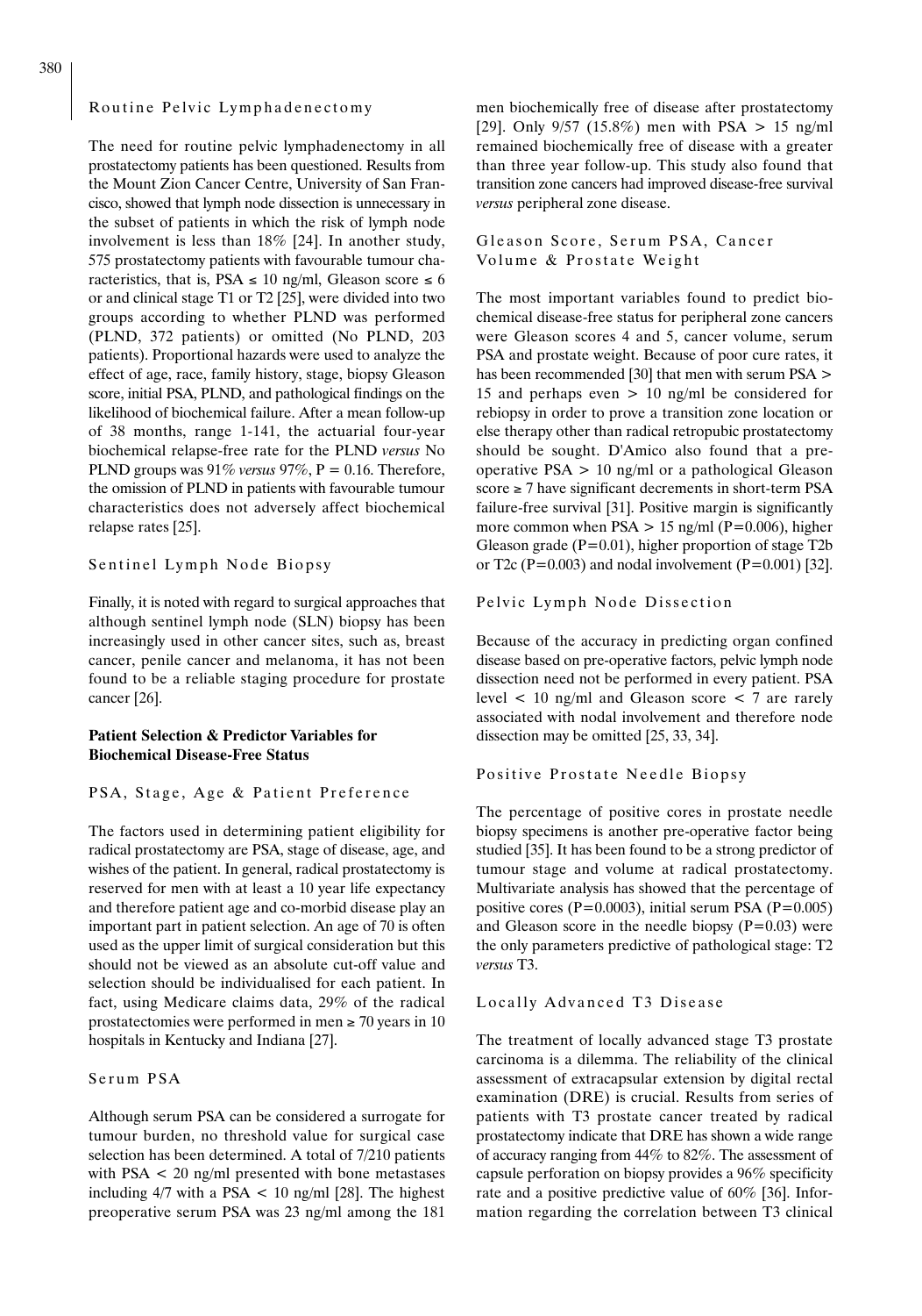### Routine Pelvic Lymphadenectomy

The need for routine pelvic lymphadenectomy in all prostatectomy patients has been questioned. Results from the Mount Zion Cancer Centre, University of San Francisco, showed that lymph node dissection is unnecessary in the subset of patients in which the risk of lymph node involvement is less than 18% [24]. In another study, 575 prostatectomy patients with favourable tumour characteristics, that is, PSA ≤ 10 ng/ml, Gleason score ≤ 6 or and clinical stage T1 or T2 [25], were divided into two groups according to whether PLND was performed (PLND, 372 patients) or omitted (No PLND, 203 patients). Proportional hazards were used to analyze the effect of age, race, family history, stage, biopsy Gleason score, initial PSA, PLND, and pathological findings on the likelihood of biochemical failure. After a mean follow-up of 38 months, range 1-141, the actuarial four-year biochemical relapse-free rate for the PLND *versus* No PLND groups was 91% *versus* 97%, P = 0.16. Therefore, the omission of PLND in patients with favourable tumour characteristics does not adversely affect biochemical relapse rates [25].

### Sentinel Lymph Node Biopsy

Finally, it is noted with regard to surgical approaches that although sentinel lymph node (SLN) biopsy has been increasingly used in other cancer sites, such as, breast cancer, penile cancer and melanoma, it has not been found to be a reliable staging procedure for prostate cancer [26].

## Patient Selection & Predictor Variables for Biochemical Disease-Free Status

### PSA, Stage, Age & Patient Preference

The factors used in determining patient eligibility for radical prostatectomy are PSA, stage of disease, age, and wishes of the patient. In general, radical prostatectomy is reserved for men with at least a 10 year life expectancy and therefore patient age and co-morbid disease play an important part in patient selection. An age of 70 is often used as the upper limit of surgical consideration but this should not be viewed as an absolute cut-off value and selection should be individualised for each patient. In fact, using Medicare claims data, 29% of the radical prostatectomies were performed in men ≥ 70 years in 10 hospitals in Kentucky and Indiana [27].

### Serum PSA

Although serum PSA can be considered a surrogate for tumour burden, no threshold value for surgical case selection has been determined. A total of 7/210 patients with PSA < 20 ng/ml presented with bone metastases including 4/7 with a PSA < 10 ng/ml [28]. The highest preoperative serum PSA was 23 ng/ml among the 181 men biochemically free of disease after prostatectomy [29]. Only 9/57 (15.8%) men with PSA > 15 ng/ml remained biochemically free of disease with a greater than three year follow-up. This study also found that transition zone cancers had improved disease-free survival *versus* peripheral zone disease.

### Gleason Score, Serum PSA, Cancer Volume & Prostate Weight

The most important variables found to predict biochemical disease-free status for peripheral zone cancers were Gleason scores 4 and 5, cancer volume, serum PSA and prostate weight. Because of poor cure rates, it has been recommended [30] that men with serum PSA > 15 and perhaps even > 10 ng/ml be considered for rebiopsy in order to prove a transition zone location or else therapy other than radical retropubic prostatectomy should be sought. D'Amico also found that a preoperative PSA > 10 ng/ml or a pathological Gleason score ≥ 7 have significant decrements in short-term PSA failure-free survival [31]. Positive margin is significantly more common when PSA > 15 ng/ml (P=0.006), higher Gleason grade (P=0.01), higher proportion of stage T2b or T2c (P=0.003) and nodal involvement (P=0.001) [32].

### Pelvic Lymph Node Dissection

Because of the accuracy in predicting organ confined disease based on pre-operative factors, pelvic lymph node dissection need not be performed in every patient. PSA level < 10 ng/ml and Gleason score < 7 are rarely associated with nodal involvement and therefore node dissection may be omitted [25, 33, 34].

### Positive Prostate Needle Biopsy

The percentage of positive cores in prostate needle biopsy specimens is another pre-operative factor being studied [35]. It has been found to be a strong predictor of tumour stage and volume at radical prostatectomy. Multivariate analysis has showed that the percentage of positive cores (P=0.0003), initial serum PSA (P=0.005) and Gleason score in the needle biopsy (P=0.03) were the only parameters predictive of pathological stage: T2 *versus* T3.

### Locally Advanced T3 Disease

The treatment of locally advanced stage T3 prostate carcinoma is a dilemma. The reliability of the clinical assessment of extracapsular extension by digital rectal examination (DRE) is crucial. Results from series of patients with T3 prostate cancer treated by radical prostatectomy indicate that DRE has shown a wide range of accuracy ranging from 44% to 82%. The assessment of capsule perforation on biopsy provides a 96% specificity rate and a positive predictive value of 60% [36]. Information regarding the correlation between T3 clinical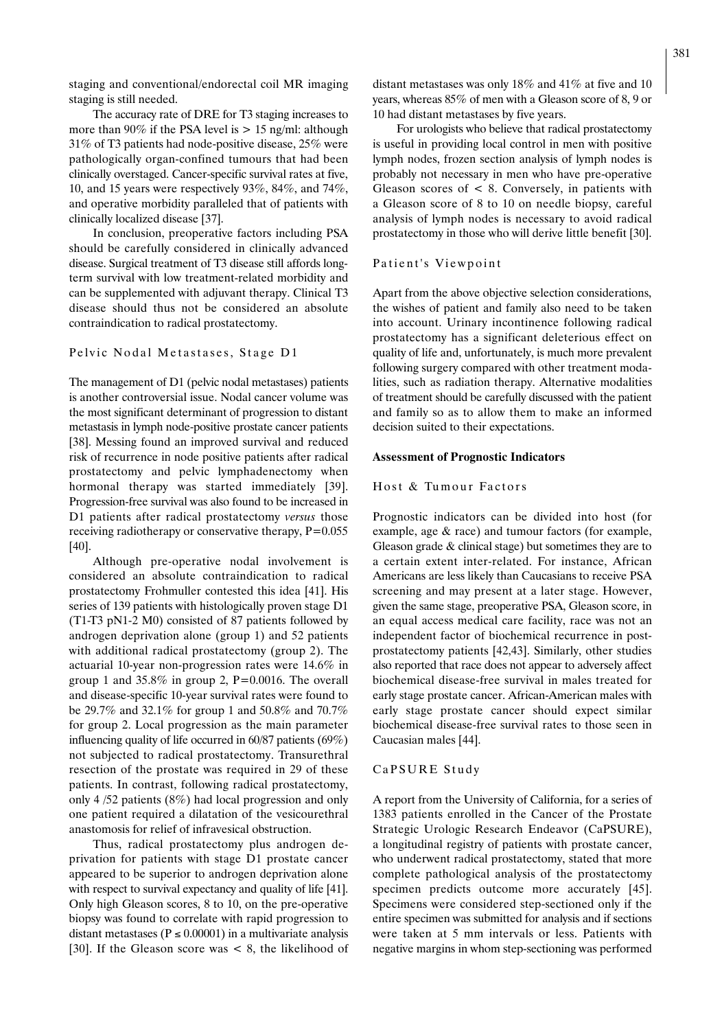staging and conventional/endorectal coil MR imaging staging is still needed.

The accuracy rate of DRE for T3 staging increases to more than 90% if the PSA level is > 15 ng/ml: although 31% of T3 patients had node-positive disease, 25% were pathologically organ-confined tumours that had been clinically overstaged. Cancer-specific survival rates at five, 10, and 15 years were respectively 93%, 84%, and 74%, and operative morbidity paralleled that of patients with clinically localized disease [37].

In conclusion, preoperative factors including PSA should be carefully considered in clinically advanced disease. Surgical treatment of T3 disease still affords long-term survival with low treatment-related morbidity and can be supplemented with adjuvant therapy. Clinical T3 disease should thus not be considered an absolute contraindication to radical prostatectomy.

### Pelvic Nodal Metastases, Stage D1

The management of D1 (pelvic nodal metastases) patients is another controversial issue. Nodal cancer volume was the most significant determinant of progression to distant metastasis in lymph node-positive prostate cancer patients [38]. Messing found an improved survival and reduced risk of recurrence in node positive patients after radical prostatectomy and pelvic lymphadenectomy when hormonal therapy was started immediately [39]. Progression-free survival was also found to be increased in D1 patients after radical prostatectomy *versus* those receiving radiotherapy or conservative therapy, P=0.055 [40].

Although pre-operative nodal involvement is considered an absolute contraindication to radical prostatectomy Frohmuller contested this idea [41]. His series of 139 patients with histologically proven stage D1 (T1-T3 pN1-2 M0) consisted of 87 patients followed by androgen deprivation alone (group 1) and 52 patients with additional radical prostatectomy (group 2). The actuarial 10-year non-progression rates were 14.6% in group 1 and 35.8% in group 2, P=0.0016. The overall and disease-specific 10-year survival rates were found to be 29.7% and 32.1% for group 1 and 50.8% and 70.7% for group 2. Local progression as the main parameter influencing quality of life occurred in 60/87 patients (69%) not subjected to radical prostatectomy. Transurethral resection of the prostate was required in 29 of these patients. In contrast, following radical prostatectomy, only 4 /52 patients (8%) had local progression and only one patient required a dilatation of the vesicourethral anastomosis for relief of infravesical obstruction.

Thus, radical prostatectomy plus androgen deprivation for patients with stage D1 prostate cancer appeared to be superior to androgen deprivation alone with respect to survival expectancy and quality of life [41]. Only high Gleason scores, 8 to 10, on the pre-operative biopsy was found to correlate with rapid progression to distant metastases ($P \leq 0.00001$) in a multivariate analysis [30]. If the Gleason score was < 8, the likelihood of distant metastases was only 18% and 41% at five and 10 years, whereas 85% of men with a Gleason score of 8, 9 or 10 had distant metastases by five years.

For urologists who believe that radical prostatectomy is useful in providing local control in men with positive lymph nodes, frozen section analysis of lymph nodes is probably not necessary in men who have pre-operative Gleason scores of < 8. Conversely, in patients with a Gleason score of 8 to 10 on needle biopsy, careful analysis of lymph nodes is necessary to avoid radical prostatectomy in those who will derive little benefit [30].

### Patient's Viewpoint

Apart from the above objective selection considerations, the wishes of patient and family also need to be taken into account. Urinary incontinence following radical prostatectomy has a significant deleterious effect on quality of life and, unfortunately, is much more prevalent following surgery compared with other treatment modalities, such as radiation therapy. Alternative modalities of treatment should be carefully discussed with the patient and family so as to allow them to make an informed decision suited to their expectations.

## Assessment of Prognostic Indicators

### Host & Tumour Factors

Prognostic indicators can be divided into host (for example, age & race) and tumour factors (for example, Gleason grade & clinical stage) but sometimes they are to a certain extent inter-related. For instance, African Americans are less likely than Caucasians to receive PSA screening and may present at a later stage. However, given the same stage, preoperative PSA, Gleason score, in an equal access medical care facility, race was not an independent factor of biochemical recurrence in post-prostatectomy patients [42,43]. Similarly, other studies also reported that race does not appear to adversely affect biochemical disease-free survival in males treated for early stage prostate cancer. African-American males with early stage prostate cancer should expect similar biochemical disease-free survival rates to those seen in Caucasian males [44].

### CaPSURE Study

A report from the University of California, for a series of 1383 patients enrolled in the Cancer of the Prostate Strategic Urologic Research Endeavor (CaPSURE), a longitudinal registry of patients with prostate cancer, who underwent radical prostatectomy, stated that more complete pathological analysis of the prostatectomy specimen predicts outcome more accurately [45]. Specimens were considered step-sectioned only if the entire specimen was submitted for analysis and if sections were taken at 5 mm intervals or less. Patients with negative margins in whom step-sectioning was performed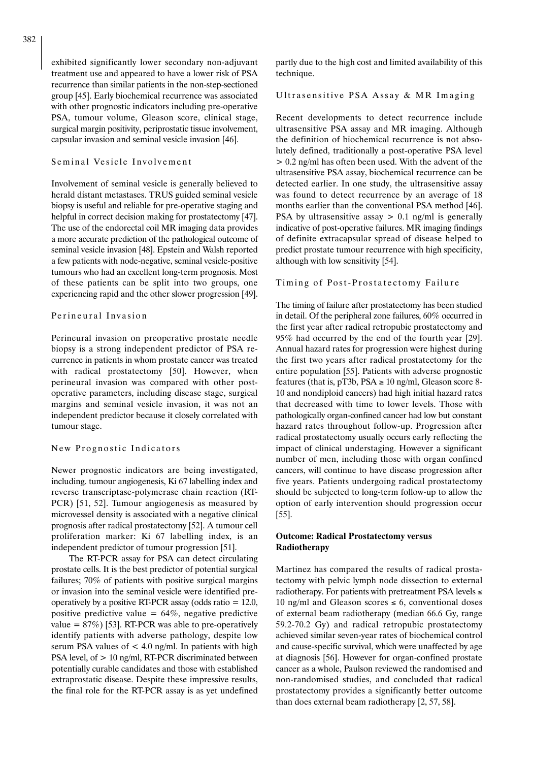exhibited significantly lower secondary non-adjuvant treatment use and appeared to have a lower risk of PSA recurrence than similar patients in the non-step-sectioned group [45]. Early biochemical recurrence was associated with other prognostic indicators including pre-operative PSA, tumour volume, Gleason score, clinical stage, surgical margin positivity, periprostatic tissue involvement, capsular invasion and seminal vesicle invasion [46].

### Seminal Vesicle Involvement

Involvement of seminal vesicle is generally believed to herald distant metastases. TRUS guided seminal vesicle biopsy is useful and reliable for pre-operative staging and helpful in correct decision making for prostatectomy [47]. The use of the endorectal coil MR imaging data provides a more accurate prediction of the pathological outcome of seminal vesicle invasion [48]. Epstein and Walsh reported a few patients with node-negative, seminal vesicle-positive tumours who had an excellent long-term prognosis. Most of these patients can be split into two groups, one experiencing rapid and the other slower progression [49].

### Perineural Invasion

Perineural invasion on preoperative prostate needle biopsy is a strong independent predictor of PSA recurrence in patients in whom prostate cancer was treated with radical prostatectomy [50]. However, when perineural invasion was compared with other post-operative parameters, including disease stage, surgical margins and seminal vesicle invasion, it was not an independent predictor because it closely correlated with tumour stage.

### New Prognostic Indicators

Newer prognostic indicators are being investigated, including. tumour angiogenesis, Ki 67 labelling index and reverse transcriptase-polymerase chain reaction (RT-PCR) [51, 52]. Tumour angiogenesis as measured by microvessel density is associated with a negative clinical prognosis after radical prostatectomy [52]. A tumour cell proliferation marker: Ki 67 labelling index, is an independent predictor of tumour progression [51].

The RT-PCR assay for PSA can detect circulating prostate cells. It is the best predictor of potential surgical failures; 70% of patients with positive surgical margins or invasion into the seminal vesicle were identified pre-operatively by a positive RT-PCR assay (odds ratio = 12.0, positive predictive value = 64%, negative predictive value = 87%) [53]. RT-PCR was able to pre-operatively identify patients with adverse pathology, despite low serum PSA values of < 4.0 ng/ml. In patients with high PSA level, of > 10 ng/ml, RT-PCR discriminated between potentially curable candidates and those with established extraprostatic disease. Despite these impressive results, the final role for the RT-PCR assay is as yet undefined partly due to the high cost and limited availability of this technique.

### Ultrasensitive PSA Assay & MR Imaging

Recent developments to detect recurrence include ultrasensitive PSA assay and MR imaging. Although the definition of biochemical recurrence is not absolutely defined, traditionally a post-operative PSA level > 0.2 ng/ml has often been used. With the advent of the ultrasensitive PSA assay, biochemical recurrence can be detected earlier. In one study, the ultrasensitive assay was found to detect recurrence by an average of 18 months earlier than the conventional PSA method [46]. PSA by ultrasensitive assay > 0.1 ng/ml is generally indicative of post-operative failures. MR imaging findings of definite extracapsular spread of disease helped to predict prostate tumour recurrence with high specificity, although with low sensitivity [54].

### Timing of Post-Prostatectomy Failure

The timing of failure after prostatectomy has been studied in detail. Of the peripheral zone failures, 60% occurred in the first year after radical retropubic prostatectomy and 95% had occurred by the end of the fourth year [29]. Annual hazard rates for progression were highest during the first two years after radical prostatectomy for the entire population [55]. Patients with adverse prognostic features (that is, pT3b, PSA ≥ 10 ng/ml, Gleason score 8-10 and nondiploid cancers) had high initial hazard rates that decreased with time to lower levels. Those with pathologically organ-confined cancer had low but constant hazard rates throughout follow-up. Progression after radical prostatectomy usually occurs early reflecting the impact of clinical understaging. However a significant number of men, including those with organ confined cancers, will continue to have disease progression after five years. Patients undergoing radical prostatectomy should be subjected to long-term follow-up to allow the option of early intervention should progression occur [55].

## Outcome: Radical Prostatectomy versus Radiotherapy

Martinez has compared the results of radical prostatectomy with pelvic lymph node dissection to external radiotherapy. For patients with pretreatment PSA levels ≤ 10 ng/ml and Gleason scores ≤ 6, conventional doses of external beam radiotherapy (median 66.6 Gy, range 59.2-70.2 Gy) and radical retropubic prostatectomy achieved similar seven-year rates of biochemical control and cause-specific survival, which were unaffected by age at diagnosis [56]. However for organ-confined prostate cancer as a whole, Paulson reviewed the randomised and non-randomised studies, and concluded that radical prostatectomy provides a significantly better outcome than does external beam radiotherapy [2, 57, 58].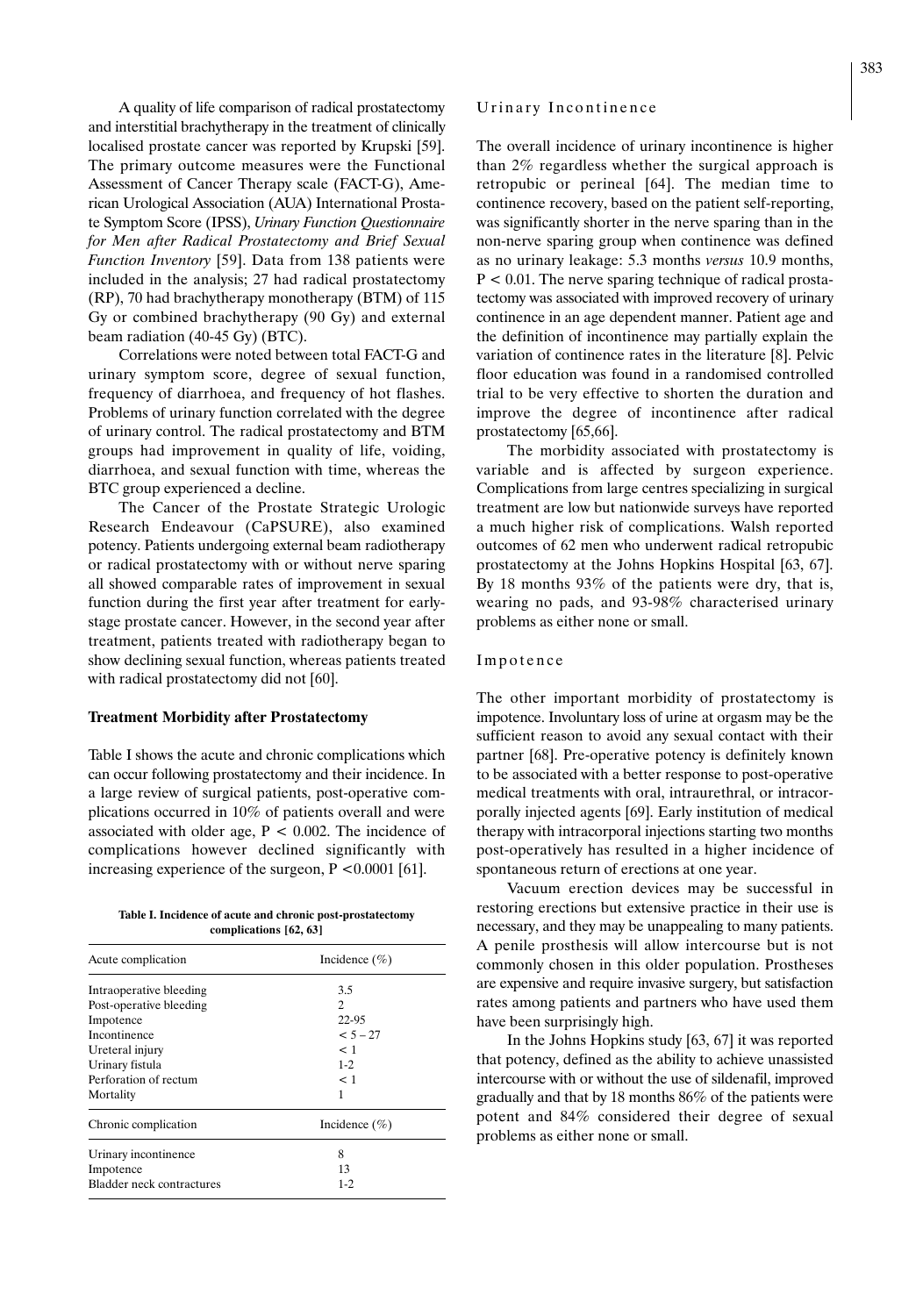A quality of life comparison of radical prostatectomy and interstitial brachytherapy in the treatment of clinically localised prostate cancer was reported by Krupski [59]. The primary outcome measures were the Functional Assessment of Cancer Therapy scale (FACT-G), American Urological Association (AUA) International Prostate Symptom Score (IPSS), *Urinary Function Questionnaire for Men after Radical Prostatectomy and Brief Sexual Function Inventory* [59]. Data from 138 patients were included in the analysis; 27 had radical prostatectomy (RP), 70 had brachytherapy monotherapy (BTM) of 115 Gy or combined brachytherapy (90 Gy) and external beam radiation (40-45 Gy) (BTC).

Correlations were noted between total FACT-G and urinary symptom score, degree of sexual function, frequency of diarrhoea, and frequency of hot flashes. Problems of urinary function correlated with the degree of urinary control. The radical prostatectomy and BTM groups had improvement in quality of life, voiding, diarrhoea, and sexual function with time, whereas the BTC group experienced a decline.

The Cancer of the Prostate Strategic Urologic Research Endeavour (CaPSURE), also examined potency. Patients undergoing external beam radiotherapy or radical prostatectomy with or without nerve sparing all showed comparable rates of improvement in sexual function during the first year after treatment for early-stage prostate cancer. However, in the second year after treatment, patients treated with radiotherapy began to show declining sexual function, whereas patients treated with radical prostatectomy did not [60].

### Treatment Morbidity after Prostatectomy

Table I shows the acute and chronic complications which can occur following prostatectomy and their incidence. In a large review of surgical patients, post-operative complications occurred in 10% of patients overall and were associated with older age, $P < 0.002$. The incidence of complications however declined significantly with increasing experience of the surgeon, $P < 0.0001$ [61].

**Table I. Incidence of acute and chronic post-prostatectomy complications [62, 63]**

| Acute complication | Incidence (%) |
|---|---|
| Intraoperative bleeding | 3.5 |
| Post-operative bleeding | 2 |
| Impotence | 22-95 |
| Incontinence | < 5 – 27 |
| Ureteral injury | < 1 |
| Urinary fistula | 1-2 |
| Perforation of rectum | < 1 |
| Mortality | 1 |
| **Chronic complication** | **Incidence (%)** |
| Urinary incontinence | 8 |
| Impotence | 13 |
| Bladder neck contractures | 1-2 |

#### Urinary Incontinence

The overall incidence of urinary incontinence is higher than 2% regardless whether the surgical approach is retropubic or perineal [64]. The median time to continence recovery, based on the patient self-reporting, was significantly shorter in the nerve sparing than in the non-nerve sparing group when continence was defined as no urinary leakage: 5.3 months *versus* 10.9 months, $P < 0.01$. The nerve sparing technique of radical prostatectomy was associated with improved recovery of urinary continence in an age dependent manner. Patient age and the definition of incontinence may partially explain the variation of continence rates in the literature [8]. Pelvic floor education was found in a randomised controlled trial to be very effective to shorten the duration and improve the degree of incontinence after radical prostatectomy [65,66].

The morbidity associated with prostatectomy is variable and is affected by surgeon experience. Complications from large centres specializing in surgical treatment are low but nationwide surveys have reported a much higher risk of complications. Walsh reported outcomes of 62 men who underwent radical retropubic prostatectomy at the Johns Hopkins Hospital [63, 67]. By 18 months 93% of the patients were dry, that is, wearing no pads, and 93-98% characterised urinary problems as either none or small.

#### Impotence

The other important morbidity of prostatectomy is impotence. Involuntary loss of urine at orgasm may be the sufficient reason to avoid any sexual contact with their partner [68]. Pre-operative potency is definitely known to be associated with a better response to post-operative medical treatments with oral, intraurethral, or intracorporally injected agents [69]. Early institution of medical therapy with intracorporal injections starting two months post-operatively has resulted in a higher incidence of spontaneous return of erections at one year.

Vacuum erection devices may be successful in restoring erections but extensive practice in their use is necessary, and they may be unappealing to many patients. A penile prosthesis will allow intercourse but is not commonly chosen in this older population. Prostheses are expensive and require invasive surgery, but satisfaction rates among patients and partners who have used them have been surprisingly high.

In the Johns Hopkins study [63, 67] it was reported that potency, defined as the ability to achieve unassisted intercourse with or without the use of sildenafil, improved gradually and that by 18 months 86% of the patients were potent and 84% considered their degree of sexual problems as either none or small.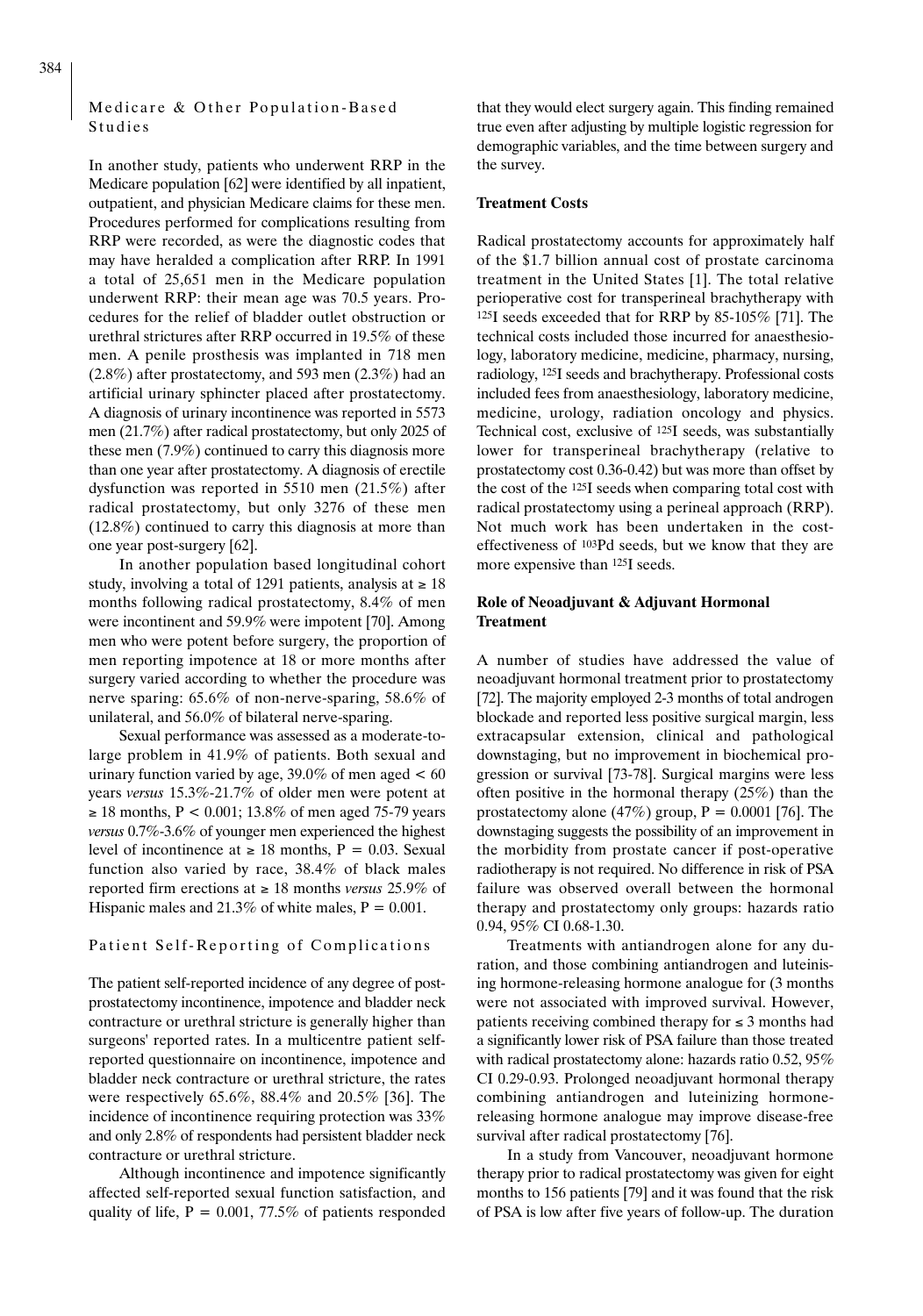## Medicare & Other Population-Based Studies

In another study, patients who underwent RRP in the Medicare population [62] were identified by all inpatient, outpatient, and physician Medicare claims for these men. Procedures performed for complications resulting from RRP were recorded, as were the diagnostic codes that may have heralded a complication after RRP. In 1991 a total of 25,651 men in the Medicare population underwent RRP: their mean age was 70.5 years. Procedures for the relief of bladder outlet obstruction or urethral strictures after RRP occurred in 19.5% of these men. A penile prosthesis was implanted in 718 men (2.8%) after prostatectomy, and 593 men (2.3%) had an artificial urinary sphincter placed after prostatectomy. A diagnosis of urinary incontinence was reported in 5573 men (21.7%) after radical prostatectomy, but only 2025 of these men (7.9%) continued to carry this diagnosis more than one year after prostatectomy. A diagnosis of erectile dysfunction was reported in 5510 men (21.5%) after radical prostatectomy, but only 3276 of these men (12.8%) continued to carry this diagnosis at more than one year post-surgery [62].

In another population based longitudinal cohort study, involving a total of 1291 patients, analysis at ≥ 18 months following radical prostatectomy, 8.4% of men were incontinent and 59.9% were impotent [70]. Among men who were potent before surgery, the proportion of men reporting impotence at 18 or more months after surgery varied according to whether the procedure was nerve sparing: 65.6% of non-nerve-sparing, 58.6% of unilateral, and 56.0% of bilateral nerve-sparing.

Sexual performance was assessed as a moderate-to-large problem in 41.9% of patients. Both sexual and urinary function varied by age, 39.0% of men aged < 60 years *versus* 15.3%-21.7% of older men were potent at ≥ 18 months, $P < 0.001$; 13.8% of men aged 75-79 years *versus* 0.7%-3.6% of younger men experienced the highest level of incontinence at ≥ 18 months, $P = 0.03$. Sexual function also varied by race, 38.4% of black males reported firm erections at ≥ 18 months *versus* 25.9% of Hispanic males and 21.3% of white males, $P = 0.001$.

## Patient Self-Reporting of Complications

The patient self-reported incidence of any degree of post-prostatectomy incontinence, impotence and bladder neck contracture or urethral stricture is generally higher than surgeons' reported rates. In a multicentre patient self-reported questionnaire on incontinence, impotence and bladder neck contracture or urethral stricture, the rates were respectively 65.6%, 88.4% and 20.5% [36]. The incidence of incontinence requiring protection was 33% and only 2.8% of respondents had persistent bladder neck contracture or urethral stricture.

Although incontinence and impotence significantly affected self-reported sexual function satisfaction, and quality of life, $P = 0.001$, 77.5% of patients responded that they would elect surgery again. This finding remained true even after adjusting by multiple logistic regression for demographic variables, and the time between surgery and the survey.

### Treatment Costs

Radical prostatectomy accounts for approximately half of the $1.7 billion annual cost of prostate carcinoma treatment in the United States [1]. The total relative perioperative cost for transperineal brachytherapy with $^{125}$I seeds exceeded that for RRP by 85-105% [71]. The technical costs included those incurred for anaesthesiology, laboratory medicine, medicine, pharmacy, nursing, radiology, $^{125}$I seeds and brachytherapy. Professional costs included fees from anaesthesiology, laboratory medicine, medicine, urology, radiation oncology and physics. Technical cost, exclusive of $^{125}$I seeds, was substantially lower for transperineal brachytherapy (relative to prostatectomy cost 0.36-0.42) but was more than offset by the cost of the $^{125}$I seeds when comparing total cost with radical prostatectomy using a perineal approach (RRP). Not much work has been undertaken in the cost-effectiveness of $^{103}$Pd seeds, but we know that they are more expensive than $^{125}$I seeds.

### Role of Neoadjuvant & Adjuvant Hormonal Treatment

A number of studies have addressed the value of neoadjuvant hormonal treatment prior to prostatectomy [72]. The majority employed 2-3 months of total androgen blockade and reported less positive surgical margin, less extracapsular extension, clinical and pathological downstaging, but no improvement in biochemical progression or survival [73-78]. Surgical margins were less often positive in the hormonal therapy (25%) than the prostatectomy alone (47%) group, $P = 0.0001$ [76]. The downstaging suggests the possibility of an improvement in the morbidity from prostate cancer if post-operative radiotherapy is not required. No difference in risk of PSA failure was observed overall between the hormonal therapy and prostatectomy only groups: hazards ratio 0.94, 95% CI 0.68-1.30.

Treatments with antiandrogen alone for any duration, and those combining antiandrogen and luteinising hormone-releasing hormone analogue for (3 months were not associated with improved survival. However, patients receiving combined therapy for ≤ 3 months had a significantly lower risk of PSA failure than those treated with radical prostatectomy alone: hazards ratio 0.52, 95% CI 0.29-0.93. Prolonged neoadjuvant hormonal therapy combining antiandrogen and luteinizing hormone-releasing hormone analogue may improve disease-free survival after radical prostatectomy [76].

In a study from Vancouver, neoadjuvant hormone therapy prior to radical prostatectomy was given for eight months to 156 patients [79] and it was found that the risk of PSA is low after five years of follow-up. The duration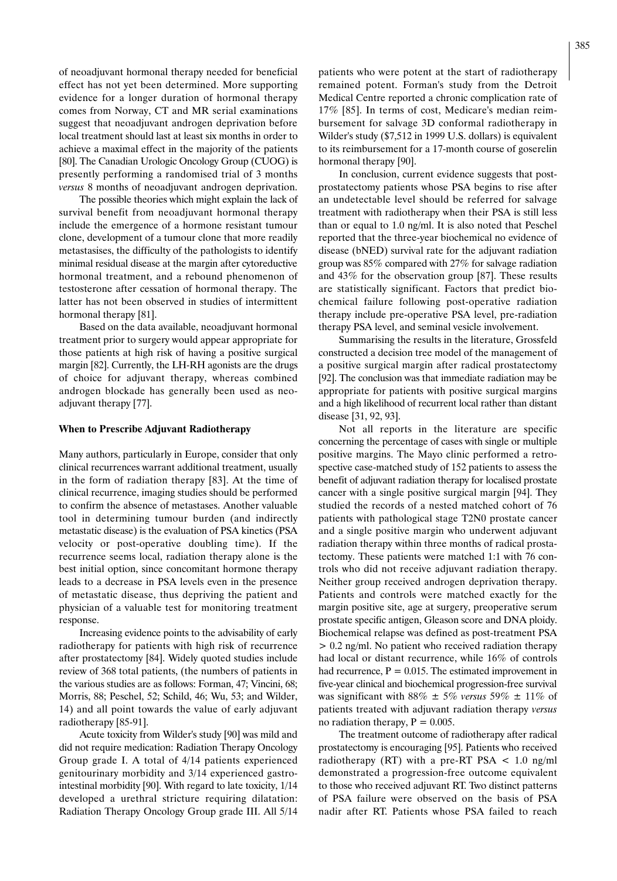of neoadjuvant hormonal therapy needed for beneficial effect has not yet been determined. More supporting evidence for a longer duration of hormonal therapy comes from Norway, CT and MR serial examinations suggest that neoadjuvant androgen deprivation before local treatment should last at least six months in order to achieve a maximal effect in the majority of the patients [80]. The Canadian Urologic Oncology Group (CUOG) is presently performing a randomised trial of 3 months *versus* 8 months of neoadjuvant androgen deprivation.

The possible theories which might explain the lack of survival benefit from neoadjuvant hormonal therapy include the emergence of a hormone resistant tumour clone, development of a tumour clone that more readily metastasises, the difficulty of the pathologists to identify minimal residual disease at the margin after cytoreductive hormonal treatment, and a rebound phenomenon of testosterone after cessation of hormonal therapy. The latter has not been observed in studies of intermittent hormonal therapy [81].

Based on the data available, neoadjuvant hormonal treatment prior to surgery would appear appropriate for those patients at high risk of having a positive surgical margin [82]. Currently, the LH-RH agonists are the drugs of choice for adjuvant therapy, whereas combined androgen blockade has generally been used as neoadjuvant therapy [77].

**When to Prescribe Adjuvant Radiotherapy**

Many authors, particularly in Europe, consider that only clinical recurrences warrant additional treatment, usually in the form of radiation therapy [83]. At the time of clinical recurrence, imaging studies should be performed to confirm the absence of metastases. Another valuable tool in determining tumour burden (and indirectly metastatic disease) is the evaluation of PSA kinetics (PSA velocity or post-operative doubling time). If the recurrence seems local, radiation therapy alone is the best initial option, since concomitant hormone therapy leads to a decrease in PSA levels even in the presence of metastatic disease, thus depriving the patient and physician of a valuable test for monitoring treatment response.

Increasing evidence points to the advisability of early radiotherapy for patients with high risk of recurrence after prostatectomy [84]. Widely quoted studies include review of 368 total patients, (the numbers of patients in the various studies are as follows: Forman, 47; Vincini, 68; Morris, 88; Peschel, 52; Schild, 46; Wu, 53; and Wilder, 14) and all point towards the value of early adjuvant radiotherapy [85-91].

Acute toxicity from Wilder's study [90] was mild and did not require medication: Radiation Therapy Oncology Group grade I. A total of 4/14 patients experienced genitourinary morbidity and 3/14 experienced gastrointestinal morbidity [90]. With regard to late toxicity, 1/14 developed a urethral stricture requiring dilatation: Radiation Therapy Oncology Group grade III. All 5/14 patients who were potent at the start of radiotherapy remained potent. Forman's study from the Detroit Medical Centre reported a chronic complication rate of 17% [85]. In terms of cost, Medicare's median reimbursement for salvage 3D conformal radiotherapy in Wilder's study ($7,512 in 1999 U.S. dollars) is equivalent to its reimbursement for a 17-month course of goserelin hormonal therapy [90].

In conclusion, current evidence suggests that post-prostatectomy patients whose PSA begins to rise after an undetectable level should be referred for salvage treatment with radiotherapy when their PSA is still less than or equal to 1.0 ng/ml. It is also noted that Peschel reported that the three-year biochemical no evidence of disease (bNED) survival rate for the adjuvant radiation group was 85% compared with 27% for salvage radiation and 43% for the observation group [87]. These results are statistically significant. Factors that predict biochemical failure following post-operative radiation therapy include pre-operative PSA level, pre-radiation therapy PSA level, and seminal vesicle involvement.

Summarising the results in the literature, Grossfeld constructed a decision tree model of the management of a positive surgical margin after radical prostatectomy [92]. The conclusion was that immediate radiation may be appropriate for patients with positive surgical margins and a high likelihood of recurrent local rather than distant disease [31, 92, 93].

Not all reports in the literature are specific concerning the percentage of cases with single or multiple positive margins. The Mayo clinic performed a retrospective case-matched study of 152 patients to assess the benefit of adjuvant radiation therapy for localised prostate cancer with a single positive surgical margin [94]. They studied the records of a nested matched cohort of 76 patients with pathological stage T2N0 prostate cancer and a single positive margin who underwent adjuvant radiation therapy within three months of radical prostatectomy. These patients were matched 1:1 with 76 controls who did not receive adjuvant radiation therapy. Neither group received androgen deprivation therapy. Patients and controls were matched exactly for the margin positive site, age at surgery, preoperative serum prostate specific antigen, Gleason score and DNA ploidy. Biochemical relapse was defined as post-treatment PSA > 0.2 ng/ml. No patient who received radiation therapy had local or distant recurrence, while 16% of controls had recurrence, $P = 0.015$. The estimated improvement in five-year clinical and biochemical progression-free survival was significant with 88% ± 5% *versus* 59% ± 11% of patients treated with adjuvant radiation therapy *versus* no radiation therapy, $P = 0.005$.

The treatment outcome of radiotherapy after radical prostatectomy is encouraging [95]. Patients who received radiotherapy (RT) with a pre-RT PSA < 1.0 ng/ml demonstrated a progression-free outcome equivalent to those who received adjuvant RT. Two distinct patterns of PSA failure were observed on the basis of PSA nadir after RT. Patients whose PSA failed to reach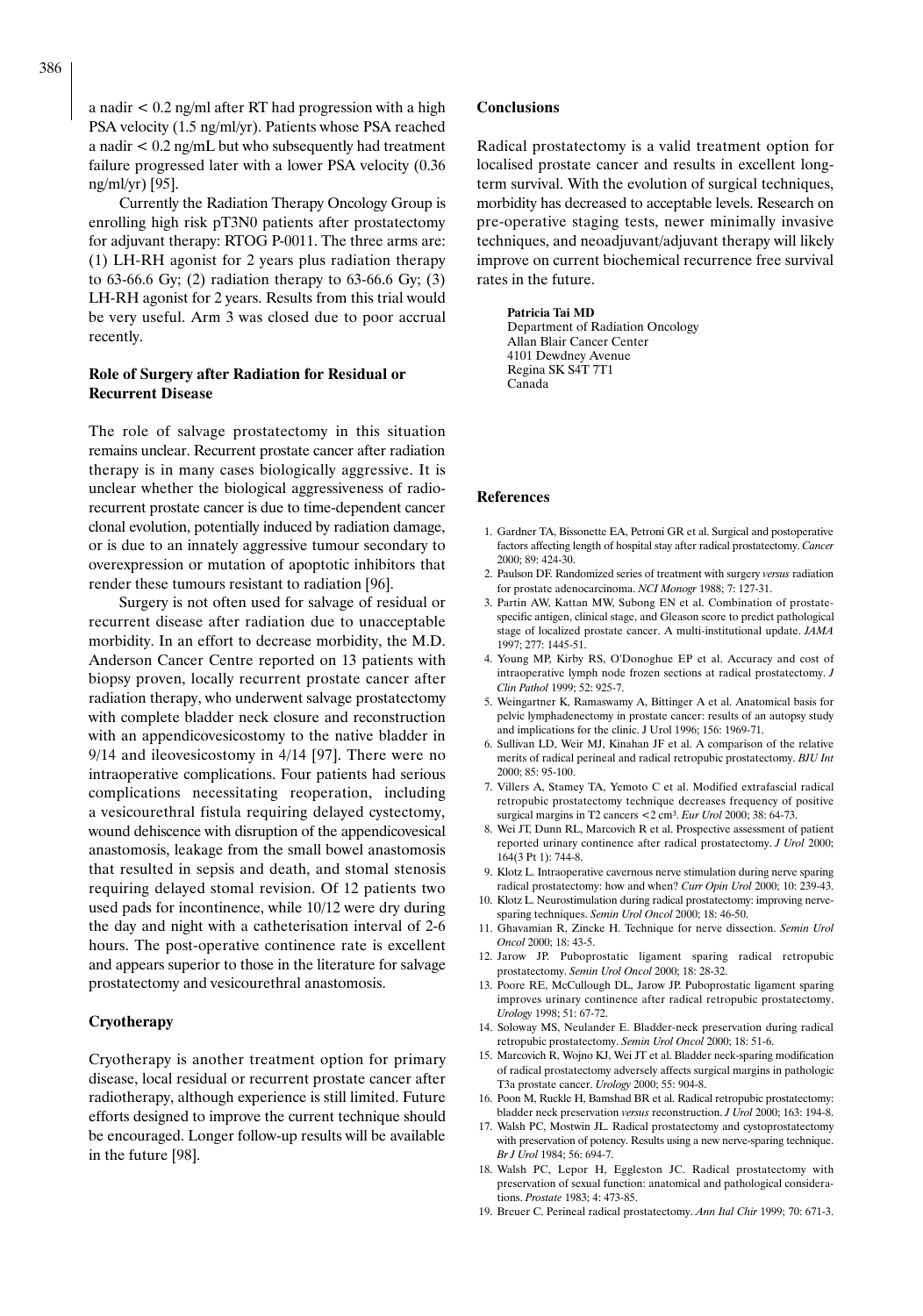a nadir < 0.2 ng/ml after RT had progression with a high PSA velocity (1.5 ng/ml/yr). Patients whose PSA reached a nadir < 0.2 ng/mL but who subsequently had treatment failure progressed later with a lower PSA velocity (0.36 ng/ml/yr) [95].

Currently the Radiation Therapy Oncology Group is enrolling high risk pT3N0 patients after prostatectomy for adjuvant therapy: RTOG P-0011. The three arms are: (1) LH-RH agonist for 2 years plus radiation therapy to 63-66.6 Gy; (2) radiation therapy to 63-66.6 Gy; (3) LH-RH agonist for 2 years. Results from this trial would be very useful. Arm 3 was closed due to poor accrual recently.

## Role of Surgery after Radiation for Residual or Recurrent Disease

The role of salvage prostatectomy in this situation remains unclear. Recurrent prostate cancer after radiation therapy is in many cases biologically aggressive. It is unclear whether the biological aggressiveness of radio-recurrent prostate cancer is due to time-dependent cancer clonal evolution, potentially induced by radiation damage, or is due to an innately aggressive tumour secondary to overexpression or mutation of apoptotic inhibitors that render these tumours resistant to radiation [96].

Surgery is not often used for salvage of residual or recurrent disease after radiation due to unacceptable morbidity. In an effort to decrease morbidity, the M.D. Anderson Cancer Centre reported on 13 patients with biopsy proven, locally recurrent prostate cancer after radiation therapy, who underwent salvage prostatectomy with complete bladder neck closure and reconstruction with an appendicovesicostomy to the native bladder in 9/14 and ileovesicostomy in 4/14 [97]. There were no intraoperative complications. Four patients had serious complications necessitating reoperation, including a vesicourethral fistula requiring delayed cystectomy, wound dehiscence with disruption of the appendicovesical anastomosis, leakage from the small bowel anastomosis that resulted in sepsis and death, and stomal stenosis requiring delayed stomal revision. Of 12 patients two used pads for incontinence, while 10/12 were dry during the day and night with a catheterisation interval of 2-6 hours. The post-operative continence rate is excellent and appears superior to those in the literature for salvage prostatectomy and vesicourethral anastomosis.

## Cryotherapy

Cryotherapy is another treatment option for primary disease, local residual or recurrent prostate cancer after radiotherapy, although experience is still limited. Future efforts designed to improve the current technique should be encouraged. Longer follow-up results will be available in the future [98].

## Conclusions

Radical prostatectomy is a valid treatment option for localised prostate cancer and results in excellent long-term survival. With the evolution of surgical techniques, morbidity has decreased to acceptable levels. Research on pre-operative staging tests, newer minimally invasive techniques, and neoadjuvant/adjuvant therapy will likely improve on current biochemical recurrence free survival rates in the future.

**Patricia Tai MD**
Department of Radiation Oncology
Allan Blair Cancer Center
4101 Dewdney Avenue
Regina SK S4T 7T1
Canada

## References

1. Gardner TA, Bissonette EA, Petroni GR et al. Surgical and postoperative factors affecting length of hospital stay after radical prostatectomy. *Cancer* 2000; 89: 424-30.
2. Paulson DF. Randomized series of treatment with surgery *versus* radiation for prostate adenocarcinoma. *NCI Monogr* 1988; 7: 127-31.
3. Partin AW, Kattan MW, Subong EN et al. Combination of prostate-specific antigen, clinical stage, and Gleason score to predict pathological stage of localized prostate cancer. A multi-institutional update. *JAMA* 1997; 277: 1445-51.
4. Young MP, Kirby RS, O'Donoghue EP et al. Accuracy and cost of intraoperative lymph node frozen sections at radical prostatectomy. *J Clin Pathol* 1999; 52: 925-7.
5. Weingartner K, Ramaswamy A, Bittinger A et al. Anatomical basis for pelvic lymphadenectomy in prostate cancer: results of an autopsy study and implications for the clinic. J Urol 1996; 156: 1969-71.
6. Sullivan LD, Weir MJ, Kinahan JF et al. A comparison of the relative merits of radical perineal and radical retropubic prostatectomy. *BJU Int* 2000; 85: 95-100.
7. Villers A, Stamey TA, Yemoto C et al. Modified extrafascial radical retropubic prostatectomy technique decreases frequency of positive surgical margins in T2 cancers <2 cm³. *Eur Urol* 2000; 38: 64-73.
8. Wei JT, Dunn RL, Marcovich R et al. Prospective assessment of patient reported urinary continence after radical prostatectomy. *J Urol* 2000; 164(3 Pt 1): 744-8.
9. Klotz L. Intraoperative cavernous nerve stimulation during nerve sparing radical prostatectomy: how and when? *Curr Opin Urol* 2000; 10: 239-43.
10. Klotz L. Neurostimulation during radical prostatectomy: improving nerve-sparing techniques. *Semin Urol Oncol* 2000; 18: 46-50.
11. Ghavamian R, Zincke H. Technique for nerve dissection. *Semin Urol Oncol* 2000; 18: 43-5.
12. Jarow JP. Puboprostatic ligament sparing radical retropubic prostatectomy. *Semin Urol Oncol* 2000; 18: 28-32.
13. Poore RE, McCullough DL, Jarow JP. Puboprostatic ligament sparing improves urinary continence after radical retropubic prostatectomy. *Urology* 1998; 51: 67-72.
14. Soloway MS, Neulander E. Bladder-neck preservation during radical retropubic prostatectomy. *Semin Urol Oncol* 2000; 18: 51-6.
15. Marcovich R, Wojno KJ, Wei JT et al. Bladder neck-sparing modification of radical prostatectomy adversely affects surgical margins in pathologic T3a prostate cancer. *Urology* 2000; 55: 904-8.
16. Poon M, Ruckle H, Bamshad BR et al. Radical retropubic prostatectomy: bladder neck preservation *versus* reconstruction. *J Urol* 2000; 163: 194-8.
17. Walsh PC, Mostwin JL. Radical prostatectomy and cystoprostatectomy with preservation of potency. Results using a new nerve-sparing technique. *Br J Urol* 1984; 56: 694-7.
18. Walsh PC, Lepor H, Eggleston JC. Radical prostatectomy with preservation of sexual function: anatomical and pathological considerations. *Prostate* 1983; 4: 473-85.
19. Breuer C. Perineal radical prostatectomy. *Ann Ital Chir* 1999; 70: 671-3.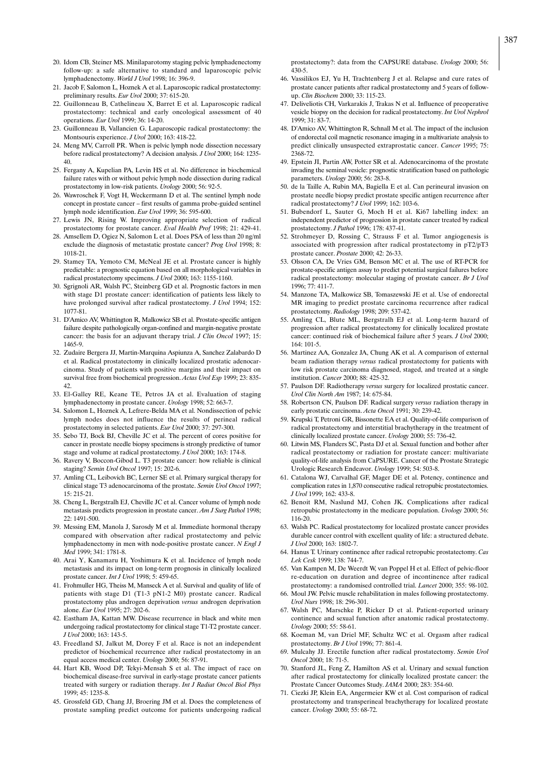20. Idom CB, Steiner MS. Minilaparotomy staging pelvic lymphadenectomy follow-up: a safe alternative to standard and laparoscopic pelvic lymphadenectomy. *World J Urol* 1998; 16: 396-9.
21. Jacob F, Salomon L, Hoznek A et al. Laparoscopic radical prostatectomy: preliminary results. *Eur Urol* 2000; 37: 615-20.
22. Guillonneau B, Cathelineau X, Barret E et al. Laparoscopic radical prostatectomy: technical and early oncological assessment of 40 operations. *Eur Urol* 1999; 36: 14-20.
23. Guillonneau B, Vallancien G. Laparoscopic radical prostatectomy: the Montsouris experience. *J Urol* 2000; 163: 418-22.
24. Meng MV, Carroll PR. When is pelvic lymph node dissection necessary before radical prostatectomy? A decision analysis. *J Urol* 2000; 164: 1235-40.
25. Fergany A, Kupelian PA, Levin HS et al. No difference in biochemical failure rates with or without pelvic lymph node dissection during radical prostatectomy in low-risk patients. *Urology* 2000; 56: 92-5.
26. Wawroschek F, Vogt H, Weckermann D et al. The sentinel lymph node concept in prostate cancer – first results of gamma probe-guided sentinel lymph node identification. *Eur Urol* 1999; 36: 595-600.
27. Lewis JN, Rising W. Improving appropriate selection of radical prostatectomy for prostate cancer. *Eval Health Prof* 1998; 21: 429-41.
28. Amsellem D, Ogiez N, Salomon L et al. Does PSA of less than 20 ng/ml exclude the diagnosis of metastatic prostate cancer? *Prog Urol* 1998; 8: 1018-21.
29. Stamey TA, Yemoto CM, McNeal JE et al. Prostate cancer is highly predictable: a prognostic equation based on all morphological variables in radical prostatectomy specimens. *J Urol* 2000; 163: 1155-1160.
30. Sgrignoli AR, Walsh PC, Steinberg GD et al. Prognostic factors in men with stage D1 prostate cancer: identification of patients less likely to have prolonged survival after radical prostatectomy. *J Urol* 1994; 152: 1077-81.
31. D'Amico AV, Whittington R, Malkowicz SB et al. Prostate-specific antigen failure despite pathologically organ-confined and margin-negative prostate cancer: the basis for an adjuvant therapy trial. *J Clin Oncol* 1997; 15: 1465-9.
32. Zudaire Bergera JJ, Martin-Marquina Aspiunza A, Sanchez Zalabardo D et al. Radical prostatectomy in clinically localized prostatic adenocarcinoma. Study of patients with positive margins and their impact on survival free from biochemical progression. *Actas Urol Esp* 1999; 23: 835-42.
33. El-Galley RE, Keane TE, Petros JA et al. Evaluation of staging lymphadenectomy in prostate cancer. *Urology* 1998; 52: 663-7.
34. Salomon L, Hoznek A, Lefrere-Belda MA et al. Nondissection of pelvic lymph nodes does not influence the results of perineal radical prostatectomy in selected patients. *Eur Urol* 2000; 37: 297-300.
35. Sebo TJ, Bock BJ, Cheville JC et al. The percent of cores positive for cancer in prostate needle biopsy specimens is strongly predictive of tumor stage and volume at radical prostatectomy. *J Urol* 2000; 163: 174-8.
36. Ravery V, Boccon-Gibod L. T3 prostate cancer: how reliable is clinical staging? *Semin Urol Oncol* 1997; 15: 202-6.
37. Amling CL, Leibovich BC, Lerner SE et al. Primary surgical therapy for clinical stage T3 adenocarcinoma of the prostate. *Semin Urol Oncol* 1997; 15: 215-21.
38. Cheng L, Bergstralh EJ, Cheville JC et al. Cancer volume of lymph node metastasis predicts progression in prostate cancer. *Am J Surg Pathol* 1998; 22: 1491-500.
39. Messing EM, Manola J, Sarosdy M et al. Immediate hormonal therapy compared with observation after radical prostatectomy and pelvic lymphadenectomy in men with node-positive prostate cancer. *N Engl J Med* 1999; 341: 1781-8.
40. Arai Y, Kanamaru H, Yoshimura K et al. Incidence of lymph node metastasis and its impact on long-term prognosis in clinically localized prostate cancer. *Int J Urol* 1998; 5: 459-65.
41. Frohmuller HG, Theiss M, Manseck A et al. Survival and quality of life of patients with stage D1 (T1-3 pN1-2 M0) prostate cancer. Radical prostatectomy plus androgen deprivation *versus* androgen deprivation alone. *Eur Urol* 1995; 27: 202-6.
42. Eastham JA, Kattan MW. Disease recurrence in black and white men undergoing radical prostatectomy for clinical stage T1-T2 prostate cancer. *J Urol* 2000; 163: 143-5.
43. Freedland SJ, Jalkut M, Dorey F et al. Race is not an independent predictor of biochemical recurrence after radical prostatectomy in an equal access medical center. *Urology* 2000; 56: 87-91.
44. Hart KB, Wood DP, Tekyi-Mensah S et al. The impact of race on biochemical disease-free survival in early-stage prostate cancer patients treated with surgery or radiation therapy. *Int J Radiat Oncol Biol Phys* 1999; 45: 1235-8.
45. Grossfeld GD, Chang JJ, Broering JM et al. Does the completeness of prostate sampling predict outcome for patients undergoing radical prostatectomy?: data from the CAPSURE database. *Urology* 2000; 56: 430-5.
46. Vassilikos EJ, Yu H, Trachtenberg J et al. Relapse and cure rates of prostate cancer patients after radical prostatectomy and 5 years of follow-up. *Clin Biochem* 2000; 33: 115-23.
47. Deliveliotis CH, Varkarakis J, Trakas N et al. Influence of preoperative vesicle biopsy on the decision for radical prostatectomy. *Int Urol Nephrol* 1999; 31: 83-7.
48. D'Amico AV, Whittington R, Schnall M et al. The impact of the inclusion of endorectal coil magnetic resonance imaging in a multivariate analysis to predict clinically unsuspected extraprostatic cancer. *Cancer* 1995; 75: 2368-72.
49. Epstein JI, Partin AW, Potter SR et al. Adenocarcinoma of the prostate invading the seminal vesicle: prognostic stratification based on pathologic parameters. *Urology* 2000; 56: 283-8.
50. de la Taille A, Rubin MA, Bagiella E et al. Can perineural invasion on prostate needle biopsy predict prostate specific antigen recurrence after radical prostatectomy? *J Urol* 1999; 162: 103-6.
51. Bubendorf L, Sauter G, Moch H et al. Ki67 labelling index: an independent predictor of progression in prostate cancer treated by radical prostatectomy. *J Pathol* 1996; 178: 437-41.
52. Strohmeyer D, Rossing C, Strauss F et al. Tumor angiogenesis is associated with progression after radical prostatectomy in pT2/pT3 prostate cancer. *Prostate* 2000; 42: 26-33.
53. Olsson CA, De Vries GM, Benson MC et al. The use of RT-PCR for prostate-specific antigen assay to predict potential surgical failures before radical prostatectomy: molecular staging of prostate cancer. *Br J Urol* 1996; 77: 411-7.
54. Manzone TA, Malkowicz SB, Tomaszewski JE et al. Use of endorectal MR imaging to predict prostate carcinoma recurrence after radical prostatectomy. *Radiology* 1998; 209: 537-42.
55. Amling CL, Blute ML, Bergstralh EJ et al. Long-term hazard of progression after radical prostatectomy for clinically localized prostate cancer: continued risk of biochemical failure after 5 years. *J Urol* 2000; 164: 101-5.
56. Martinez AA, Gonzalez JA, Chung AK et al. A comparison of external beam radiation therapy *versus* radical prostatectomy for patients with low risk prostate carcinoma diagnosed, staged, and treated at a single institution. *Cancer* 2000; 88: 425-32.
57. Paulson DF. Radiotherapy *versus* surgery for localized prostatic cancer. *Urol Clin North Am* 1987; 14: 675-84.
58. Robertson CN, Paulson DF. Radical surgery *versus* radiation therapy in early prostatic carcinoma. *Acta Oncol* 1991; 30: 239-42.
59. Krupski T, Petroni GR, Bissonette EA et al. Quality-of-life comparison of radical prostatectomy and interstitial brachytherapy in the treatment of clinically localized prostate cancer. *Urology* 2000; 55: 736-42.
60. Litwin MS, Flanders SC, Pasta DJ et al. Sexual function and bother after radical prostatectomy or radiation for prostate cancer: multivariate quality-of-life analysis from CaPSURE. Cancer of the Prostate Strategic Urologic Research Endeavor. *Urology* 1999; 54: 503-8.
61. Catalona WJ, Carvalhal GF, Mager DE et al. Potency, continence and complication rates in 1,870 consecutive radical retropubic prostatectomies. *J Urol* 1999; 162: 433-8.
62. Benoit RM, Naslund MJ, Cohen JK. Complications after radical retropubic prostatectomy in the medicare population. *Urology* 2000; 56: 116-20.
63. Walsh PC. Radical prostatectomy for localized prostate cancer provides durable cancer control with excellent quality of life: a structured debate. *J Urol* 2000; 163: 1802-7.
64. Hanus T. Urinary continence after radical retropubic prostatectomy. *Cas Lek Cesk* 1999; 138: 744-7.
65. Van Kampen M, De Weerdt W, van Poppel H et al. Effect of pelvic-floor re-education on duration and degree of incontinence after radical prostatectomy: a randomised controlled trial. *Lancet* 2000; 355: 98-102.
66. Moul JW. Pelvic muscle rehabilitation in males following prostatectomy. *Urol Nurs* 1998; 18: 296-301.
67. Walsh PC, Marschke P, Ricker D et al. Patient-reported urinary continence and sexual function after anatomic radical prostatectomy. *Urology* 2000; 55: 58-61.
68. Koeman M, van Driel MF, Schultz WC et al. Orgasm after radical prostatectomy. *Br J Urol* 1996; 77: 861-4.
69. Mulcahy JJ. Erectile function after radical prostatectomy. *Semin Urol Oncol* 2000; 18: 71-5.
70. Stanford JL, Feng Z, Hamilton AS et al. Urinary and sexual function after radical prostatectomy for clinically localized prostate cancer: the Prostate Cancer Outcomes Study. *JAMA* 2000; 283: 354-60.
71. Ciezki JP, Klein EA, Angermeier KW et al. Cost comparison of radical prostatectomy and transperineal brachytherapy for localized prostate cancer. *Urology* 2000; 55: 68-72.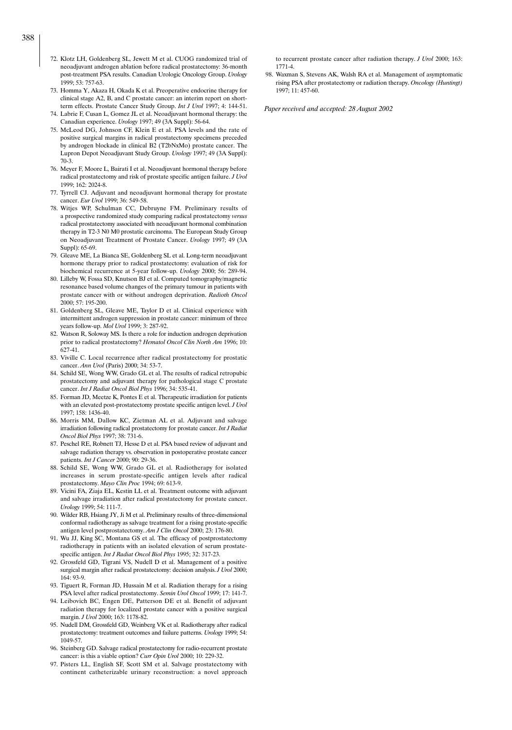72. Klotz LH, Goldenberg SL, Jewett M et al. CUOG randomized trial of neoadjuvant androgen ablation before radical prostatectomy: 36-month post-treatment PSA results. Canadian Urologic Oncology Group. *Urology* 1999; 53: 757-63.
73. Homma Y, Akaza H, Okada K et al. Preoperative endocrine therapy for clinical stage A2, B, and C prostate cancer: an interim report on short-term effects. Prostate Cancer Study Group. *Int J Urol* 1997; 4: 144-51.
74. Labrie F, Cusan L, Gomez JL et al. Neoadjuvant hormonal therapy: the Canadian experience. *Urology* 1997; 49 (3A Suppl): 56-64.
75. McLeod DG, Johnson CF, Klein E et al. PSA levels and the rate of positive surgical margins in radical prostatectomy specimens preceded by androgen blockade in clinical B2 (T2bNxMo) prostate cancer. The Lupron Depot Neoadjuvant Study Group. *Urology* 1997; 49 (3A Suppl): 70-3.
76. Meyer F, Moore L, Bairati I et al. Neoadjuvant hormonal therapy before radical prostatectomy and risk of prostate specific antigen failure. *J Urol* 1999; 162: 2024-8.
77. Tyrrell CJ. Adjuvant and neoadjuvant hormonal therapy for prostate cancer. *Eur Urol* 1999; 36: 549-58.
78. Witjes WP, Schulman CC, Debruyne FM. Preliminary results of a prospective randomized study comparing radical prostatectomy *versus* radical prostatectomy associated with neoadjuvant hormonal combination therapy in T2-3 N0 M0 prostatic carcinoma. The European Study Group on Neoadjuvant Treatment of Prostate Cancer. *Urology* 1997; 49 (3A Suppl): 65-69.
79. Gleave ME, La Bianca SE, Goldenberg SL et al. Long-term neoadjuvant hormone therapy prior to radical prostatectomy: evaluation of risk for biochemical recurrence at 5-year follow-up. *Urology* 2000; 56: 289-94.
80. Lilleby W, Fossa SD, Knutson BJ et al. Computed tomography/magnetic resonance based volume changes of the primary tumour in patients with prostate cancer with or without androgen deprivation. *Radioth Oncol* 2000; 57: 195-200.
81. Goldenberg SL, Gleave ME, Taylor D et al. Clinical experience with intermittent androgen suppression in prostate cancer: minimum of three years follow-up. *Mol Urol* 1999; 3: 287-92.
82. Watson R, Soloway MS. Is there a role for induction androgen deprivation prior to radical prostatectomy? *Hematol Oncol Clin North Am* 1996; 10: 627-41.
83. Viville C. Local recurrence after radical prostatectomy for prostatic cancer. *Ann Urol* (Paris) 2000; 34: 53-7.
84. Schild SE, Wong WW, Grado GL et al. The results of radical retropubic prostatectomy and adjuvant therapy for pathological stage C prostate cancer. *Int J Radiat Oncol Biol Phys* 1996; 34: 535-41.
85. Forman JD, Meetze K, Pontes E et al. Therapeutic irradiation for patients with an elevated post-prostatectomy prostate specific antigen level. *J Urol* 1997; 158: 1436-40.
86. Morris MM, Dallow KC, Zietman AL et al. Adjuvant and salvage irradiation following radical prostatectomy for prostate cancer. *Int J Radiat Oncol Biol Phys* 1997; 38: 731-6.
87. Peschel RE, Robnett TJ, Hesse D et al. PSA based review of adjuvant and salvage radiation therapy vs. observation in postoperative prostate cancer patients. *Int J Cancer* 2000; 90: 29-36.
88. Schild SE, Wong WW, Grado GL et al. Radiotherapy for isolated increases in serum prostate-specific antigen levels after radical prostatectomy. *Mayo Clin Proc* 1994; 69: 613-9.
89. Vicini FA, Ziaja EL, Kestin LL et al. Treatment outcome with adjuvant and salvage irradiation after radical prostatectomy for prostate cancer. *Urology* 1999; 54: 111-7.
90. Wilder RB, Hsiang JY, Ji M et al. Preliminary results of three-dimensional conformal radiotherapy as salvage treatment for a rising prostate-specific antigen level postprostatectomy. *Am J Clin Oncol* 2000; 23: 176-80.
91. Wu JJ, King SC, Montana GS et al. The efficacy of postprostatectomy radiotherapy in patients with an isolated elevation of serum prostate-specific antigen. *Int J Radiat Oncol Biol Phys* 1995; 32: 317-23.
92. Grossfeld GD, Tigrani VS, Nudell D et al. Management of a positive surgical margin after radical prostatectomy: decision analysis. *J Urol* 2000; 164: 93-9.
93. Tiguert R, Forman JD, Hussain M et al. Radiation therapy for a rising PSA level after radical prostatectomy. *Semin Urol Oncol* 1999; 17: 141-7.
94. Leibovich BC, Engen DE, Patterson DE et al. Benefit of adjuvant radiation therapy for localized prostate cancer with a positive surgical margin. *J Urol* 2000; 163: 1178-82.
95. Nudell DM, Grossfeld GD, Weinberg VK et al. Radiotherapy after radical prostatectomy: treatment outcomes and failure patterns. *Urology* 1999; 54: 1049-57.
96. Steinberg GD. Salvage radical prostatectomy for radio-recurrent prostate cancer: is this a viable option? *Curr Opin Urol* 2000; 10: 229-32.
97. Pisters LL, English SF, Scott SM et al. Salvage prostatectomy with continent catheterizable urinary reconstruction: a novel approach to recurrent prostate cancer after radiation therapy. *J Urol* 2000; 163: 1771-4.
98. Waxman S, Stevens AK, Walsh RA et al. Management of asymptomatic rising PSA after prostatectomy or radiation therapy. *Oncology (Huntingt)* 1997; 11: 457-60.

*Paper received and accepted: 28 August 2002*